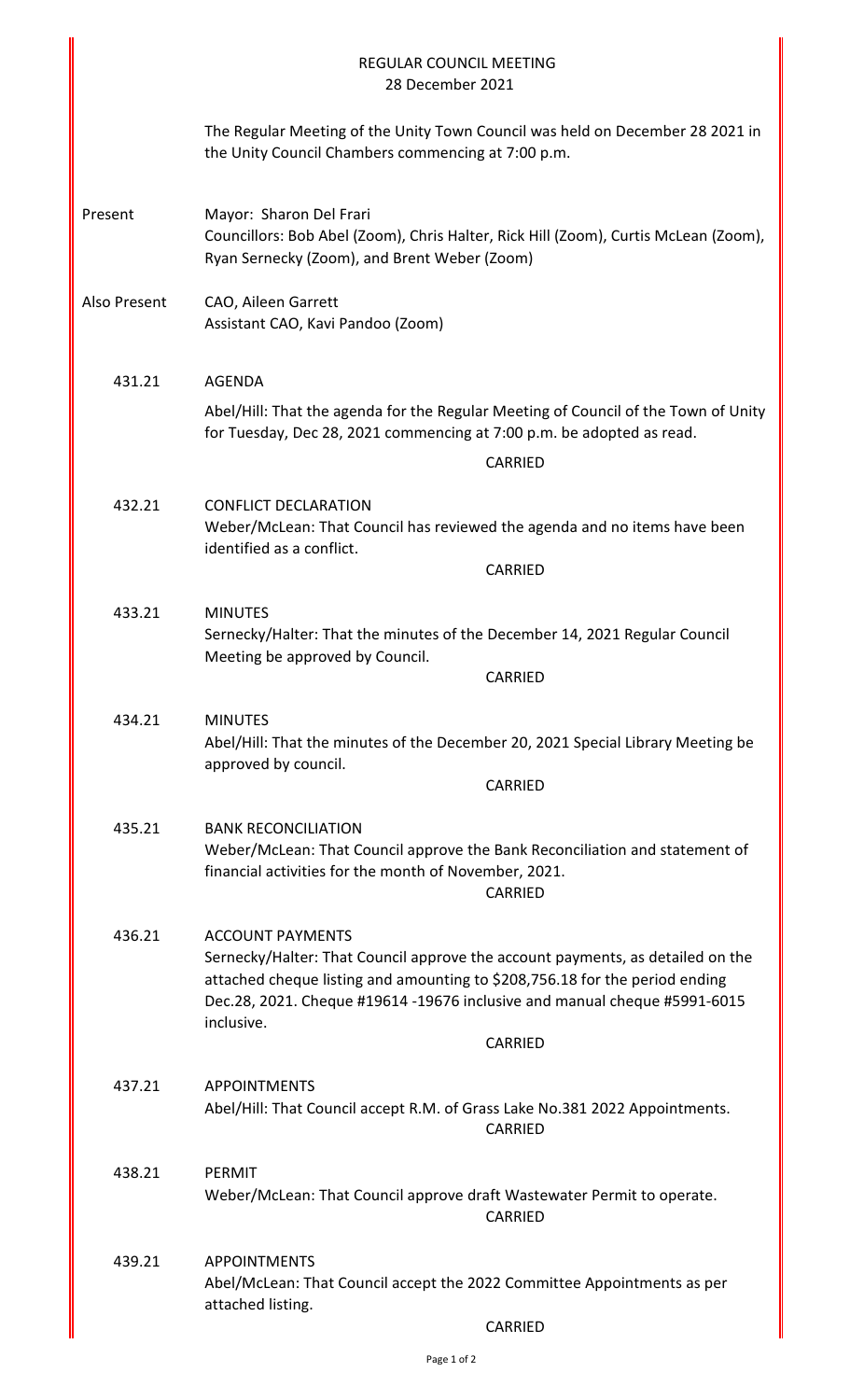# REGULAR COUNCIL MEETING
## 28 December 2021

The Regular Meeting of the Unity Town Council was held on December 28 2021 in the Unity Council Chambers commencing at 7:00 p.m.

**Present**
Mayor: Sharon Del Frari
Councillors: Bob Abel (Zoom), Chris Halter, Rick Hill (Zoom), Curtis McLean (Zoom), Ryan Sernecky (Zoom), and Brent Weber (Zoom)

**Also Present**
CAO, Aileen Garrett
Assistant CAO, Kavi Pandoo (Zoom)

**431.21 AGENDA**

Abel/Hill: That the agenda for the Regular Meeting of Council of the Town of Unity for Tuesday, Dec 28, 2021 commencing at 7:00 p.m. be adopted as read.

CARRIED

**432.21 CONFLICT DECLARATION**

Weber/McLean: That Council has reviewed the agenda and no items have been identified as a conflict.

CARRIED

**433.21 MINUTES**

Sernecky/Halter: That the minutes of the December 14, 2021 Regular Council Meeting be approved by Council.

CARRIED

**434.21 MINUTES**

Abel/Hill: That the minutes of the December 20, 2021 Special Library Meeting be approved by council.

CARRIED

**435.21 BANK RECONCILIATION**

Weber/McLean: That Council approve the Bank Reconciliation and statement of financial activities for the month of November, 2021.

CARRIED

**436.21 ACCOUNT PAYMENTS**

Sernecky/Halter: That Council approve the account payments, as detailed on the attached cheque listing and amounting to $208,756.18 for the period ending Dec.28, 2021. Cheque #19614 -19676 inclusive and manual cheque #5991-6015 inclusive.

CARRIED

**437.21 APPOINTMENTS**

Abel/Hill: That Council accept R.M. of Grass Lake No.381 2022 Appointments.

CARRIED

**438.21 PERMIT**

Weber/McLean: That Council approve draft Wastewater Permit to operate.

CARRIED

**439.21 APPOINTMENTS**

Abel/McLean: That Council accept the 2022 Committee Appointments as per attached listing.

CARRIED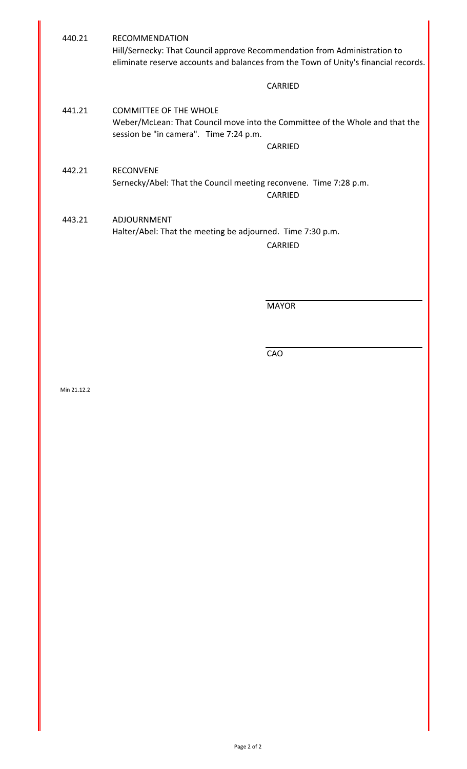440.21 RECOMMENDATION
Hill/Sernecky: That Council approve Recommendation from Administration to eliminate reserve accounts and balances from the Town of Unity's financial records.

CARRIED

441.21 COMMITTEE OF THE WHOLE
Weber/McLean: That Council move into the Committee of the Whole and that the session be "in camera". Time 7:24 p.m.

CARRIED

442.21 RECONVENE
Sernecky/Abel: That the Council meeting reconvene. Time 7:28 p.m.

CARRIED

443.21 ADJOURNMENT
Halter/Abel: That the meeting be adjourned. Time 7:30 p.m.

CARRIED

MAYOR

CAO

Min 21.12.2